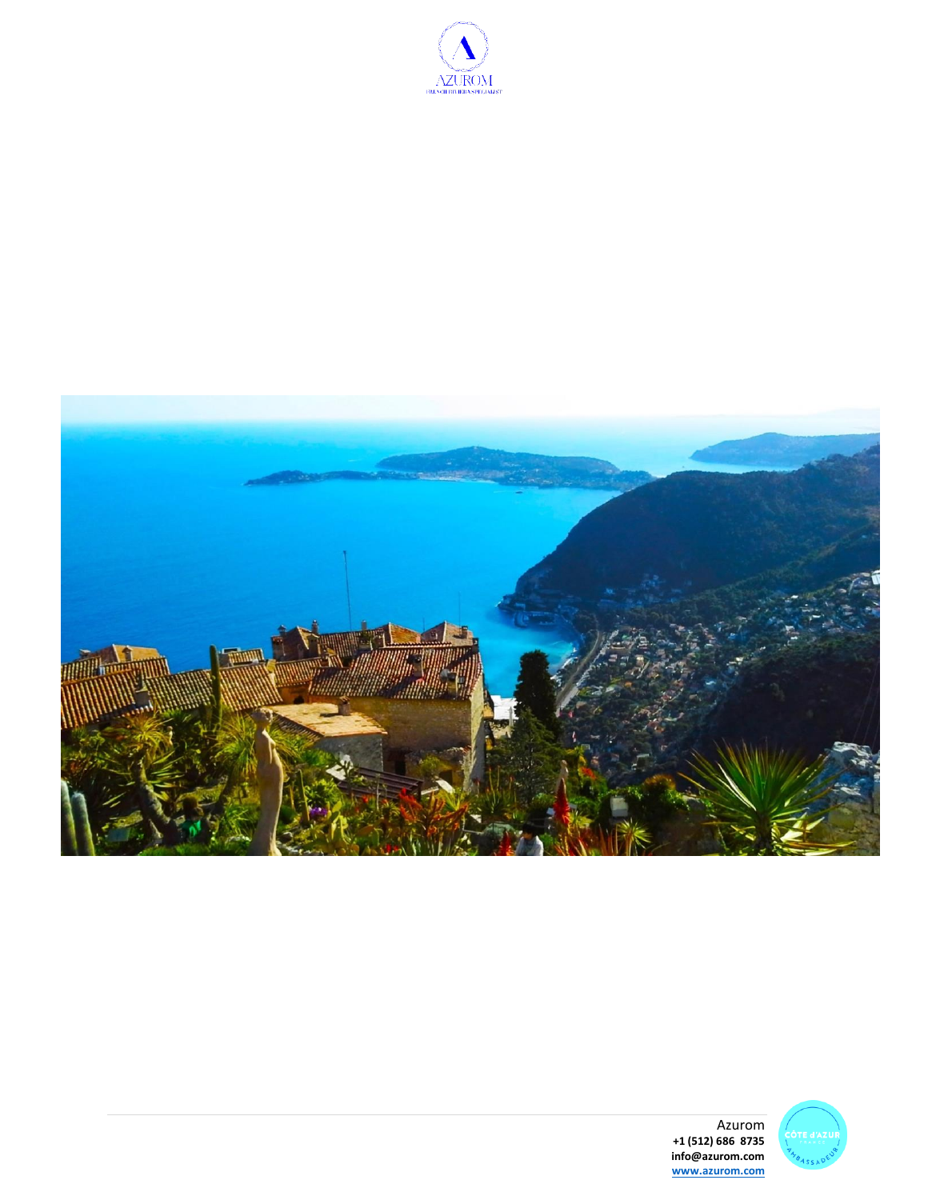Azurom
**+1 (512) 686 8735**
**info@azurom.com**
**www.azurom.com**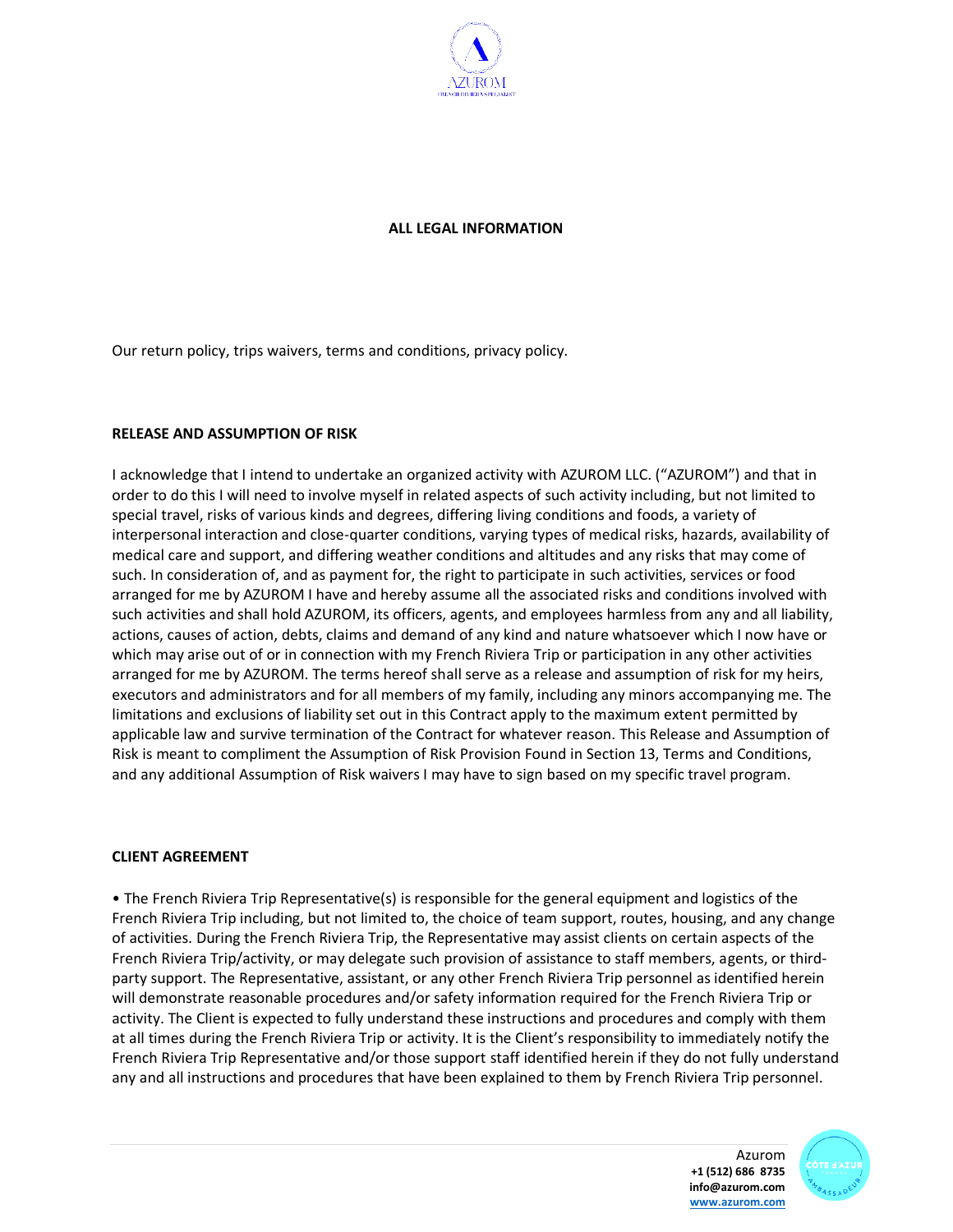**ALL LEGAL INFORMATION**

Our return policy, trips waivers, terms and conditions, privacy policy.

**RELEASE AND ASSUMPTION OF RISK**

I acknowledge that I intend to undertake an organized activity with AZUROM LLC. ("AZUROM") and that in order to do this I will need to involve myself in related aspects of such activity including, but not limited to special travel, risks of various kinds and degrees, differing living conditions and foods, a variety of interpersonal interaction and close-quarter conditions, varying types of medical risks, hazards, availability of medical care and support, and differing weather conditions and altitudes and any risks that may come of such. In consideration of, and as payment for, the right to participate in such activities, services or food arranged for me by AZUROM I have and hereby assume all the associated risks and conditions involved with such activities and shall hold AZUROM, its officers, agents, and employees harmless from any and all liability, actions, causes of action, debts, claims and demand of any kind and nature whatsoever which I now have or which may arise out of or in connection with my French Riviera Trip or participation in any other activities arranged for me by AZUROM. The terms hereof shall serve as a release and assumption of risk for my heirs, executors and administrators and for all members of my family, including any minors accompanying me. The limitations and exclusions of liability set out in this Contract apply to the maximum extent permitted by applicable law and survive termination of the Contract for whatever reason. This Release and Assumption of Risk is meant to compliment the Assumption of Risk Provision Found in Section 13, Terms and Conditions, and any additional Assumption of Risk waivers I may have to sign based on my specific travel program.

**CLIENT AGREEMENT**

• The French Riviera Trip Representative(s) is responsible for the general equipment and logistics of the French Riviera Trip including, but not limited to, the choice of team support, routes, housing, and any change of activities. During the French Riviera Trip, the Representative may assist clients on certain aspects of the French Riviera Trip/activity, or may delegate such provision of assistance to staff members, agents, or third-party support. The Representative, assistant, or any other French Riviera Trip personnel as identified herein will demonstrate reasonable procedures and/or safety information required for the French Riviera Trip or activity. The Client is expected to fully understand these instructions and procedures and comply with them at all times during the French Riviera Trip or activity. It is the Client's responsibility to immediately notify the French Riviera Trip Representative and/or those support staff identified herein if they do not fully understand any and all instructions and procedures that have been explained to them by French Riviera Trip personnel.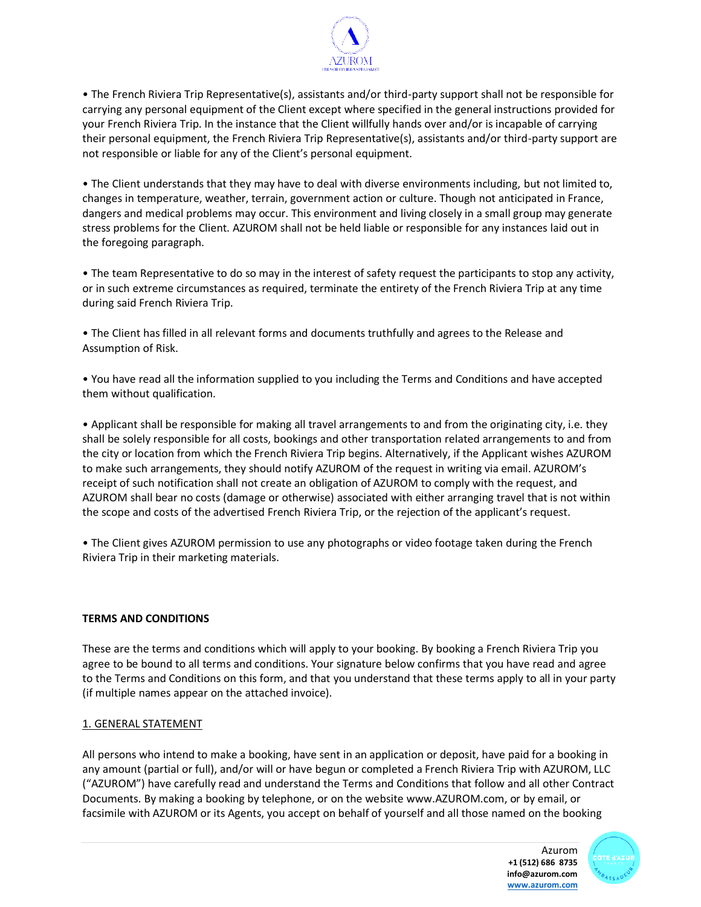• The French Riviera Trip Representative(s), assistants and/or third-party support shall not be responsible for carrying any personal equipment of the Client except where specified in the general instructions provided for your French Riviera Trip. In the instance that the Client willfully hands over and/or is incapable of carrying their personal equipment, the French Riviera Trip Representative(s), assistants and/or third-party support are not responsible or liable for any of the Client's personal equipment.

• The Client understands that they may have to deal with diverse environments including, but not limited to, changes in temperature, weather, terrain, government action or culture. Though not anticipated in France, dangers and medical problems may occur. This environment and living closely in a small group may generate stress problems for the Client. AZUROM shall not be held liable or responsible for any instances laid out in the foregoing paragraph.

• The team Representative to do so may in the interest of safety request the participants to stop any activity, or in such extreme circumstances as required, terminate the entirety of the French Riviera Trip at any time during said French Riviera Trip.

• The Client has filled in all relevant forms and documents truthfully and agrees to the Release and Assumption of Risk.

• You have read all the information supplied to you including the Terms and Conditions and have accepted them without qualification.

• Applicant shall be responsible for making all travel arrangements to and from the originating city, i.e. they shall be solely responsible for all costs, bookings and other transportation related arrangements to and from the city or location from which the French Riviera Trip begins. Alternatively, if the Applicant wishes AZUROM to make such arrangements, they should notify AZUROM of the request in writing via email. AZUROM's receipt of such notification shall not create an obligation of AZUROM to comply with the request, and AZUROM shall bear no costs (damage or otherwise) associated with either arranging travel that is not within the scope and costs of the advertised French Riviera Trip, or the rejection of the applicant's request.

• The Client gives AZUROM permission to use any photographs or video footage taken during the French Riviera Trip in their marketing materials.

## TERMS AND CONDITIONS

These are the terms and conditions which will apply to your booking. By booking a French Riviera Trip you agree to be bound to all terms and conditions. Your signature below confirms that you have read and agree to the Terms and Conditions on this form, and that you understand that these terms apply to all in your party (if multiple names appear on the attached invoice).

### 1. GENERAL STATEMENT

All persons who intend to make a booking, have sent in an application or deposit, have paid for a booking in any amount (partial or full), and/or will or have begun or completed a French Riviera Trip with AZUROM, LLC ("AZUROM") have carefully read and understand the Terms and Conditions that follow and all other Contract Documents. By making a booking by telephone, or on the website www.AZUROM.com, or by email, or facsimile with AZUROM or its Agents, you accept on behalf of yourself and all those named on the booking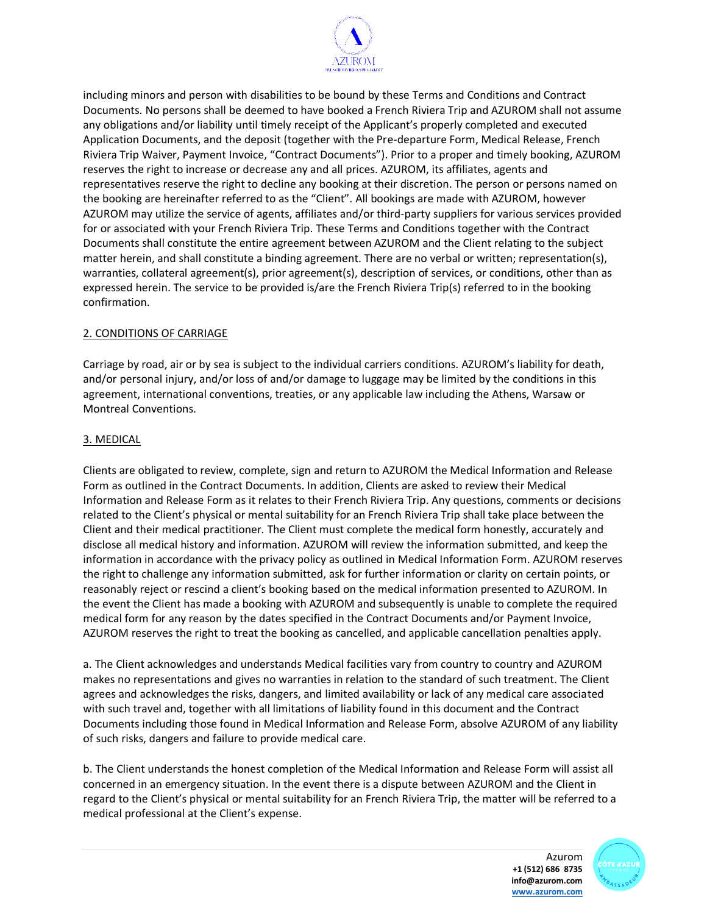including minors and person with disabilities to be bound by these Terms and Conditions and Contract Documents. No persons shall be deemed to have booked a French Riviera Trip and AZUROM shall not assume any obligations and/or liability until timely receipt of the Applicant's properly completed and executed Application Documents, and the deposit (together with the Pre-departure Form, Medical Release, French Riviera Trip Waiver, Payment Invoice, "Contract Documents"). Prior to a proper and timely booking, AZUROM reserves the right to increase or decrease any and all prices. AZUROM, its affiliates, agents and representatives reserve the right to decline any booking at their discretion. The person or persons named on the booking are hereinafter referred to as the "Client". All bookings are made with AZUROM, however AZUROM may utilize the service of agents, affiliates and/or third-party suppliers for various services provided for or associated with your French Riviera Trip. These Terms and Conditions together with the Contract Documents shall constitute the entire agreement between AZUROM and the Client relating to the subject matter herein, and shall constitute a binding agreement. There are no verbal or written; representation(s), warranties, collateral agreement(s), prior agreement(s), description of services, or conditions, other than as expressed herein. The service to be provided is/are the French Riviera Trip(s) referred to in the booking confirmation.

## 2. CONDITIONS OF CARRIAGE

Carriage by road, air or by sea is subject to the individual carriers conditions. AZUROM's liability for death, and/or personal injury, and/or loss of and/or damage to luggage may be limited by the conditions in this agreement, international conventions, treaties, or any applicable law including the Athens, Warsaw or Montreal Conventions.

## 3. MEDICAL

Clients are obligated to review, complete, sign and return to AZUROM the Medical Information and Release Form as outlined in the Contract Documents. In addition, Clients are asked to review their Medical Information and Release Form as it relates to their French Riviera Trip. Any questions, comments or decisions related to the Client's physical or mental suitability for an French Riviera Trip shall take place between the Client and their medical practitioner. The Client must complete the medical form honestly, accurately and disclose all medical history and information. AZUROM will review the information submitted, and keep the information in accordance with the privacy policy as outlined in Medical Information Form. AZUROM reserves the right to challenge any information submitted, ask for further information or clarity on certain points, or reasonably reject or rescind a client's booking based on the medical information presented to AZUROM. In the event the Client has made a booking with AZUROM and subsequently is unable to complete the required medical form for any reason by the dates specified in the Contract Documents and/or Payment Invoice, AZUROM reserves the right to treat the booking as cancelled, and applicable cancellation penalties apply.

a. The Client acknowledges and understands Medical facilities vary from country to country and AZUROM makes no representations and gives no warranties in relation to the standard of such treatment. The Client agrees and acknowledges the risks, dangers, and limited availability or lack of any medical care associated with such travel and, together with all limitations of liability found in this document and the Contract Documents including those found in Medical Information and Release Form, absolve AZUROM of any liability of such risks, dangers and failure to provide medical care.

b. The Client understands the honest completion of the Medical Information and Release Form will assist all concerned in an emergency situation. In the event there is a dispute between AZUROM and the Client in regard to the Client's physical or mental suitability for an French Riviera Trip, the matter will be referred to a medical professional at the Client's expense.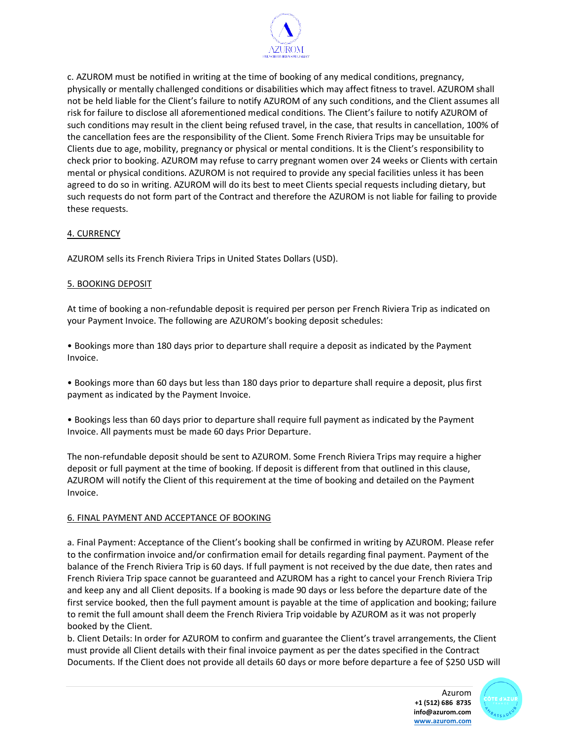c. AZUROM must be notified in writing at the time of booking of any medical conditions, pregnancy, physically or mentally challenged conditions or disabilities which may affect fitness to travel. AZUROM shall not be held liable for the Client's failure to notify AZUROM of any such conditions, and the Client assumes all risk for failure to disclose all aforementioned medical conditions. The Client's failure to notify AZUROM of such conditions may result in the client being refused travel, in the case, that results in cancellation, 100% of the cancellation fees are the responsibility of the Client. Some French Riviera Trips may be unsuitable for Clients due to age, mobility, pregnancy or physical or mental conditions. It is the Client's responsibility to check prior to booking. AZUROM may refuse to carry pregnant women over 24 weeks or Clients with certain mental or physical conditions. AZUROM is not required to provide any special facilities unless it has been agreed to do so in writing. AZUROM will do its best to meet Clients special requests including dietary, but such requests do not form part of the Contract and therefore the AZUROM is not liable for failing to provide these requests.

## 4. CURRENCY

AZUROM sells its French Riviera Trips in United States Dollars (USD).

## 5. BOOKING DEPOSIT

At time of booking a non-refundable deposit is required per person per French Riviera Trip as indicated on your Payment Invoice. The following are AZUROM's booking deposit schedules:

- Bookings more than 180 days prior to departure shall require a deposit as indicated by the Payment Invoice.

- Bookings more than 60 days but less than 180 days prior to departure shall require a deposit, plus first payment as indicated by the Payment Invoice.

- Bookings less than 60 days prior to departure shall require full payment as indicated by the Payment Invoice. All payments must be made 60 days Prior Departure.

The non-refundable deposit should be sent to AZUROM. Some French Riviera Trips may require a higher deposit or full payment at the time of booking. If deposit is different from that outlined in this clause, AZUROM will notify the Client of this requirement at the time of booking and detailed on the Payment Invoice.

## 6. FINAL PAYMENT AND ACCEPTANCE OF BOOKING

a. Final Payment: Acceptance of the Client's booking shall be confirmed in writing by AZUROM. Please refer to the confirmation invoice and/or confirmation email for details regarding final payment. Payment of the balance of the French Riviera Trip is 60 days. If full payment is not received by the due date, then rates and French Riviera Trip space cannot be guaranteed and AZUROM has a right to cancel your French Riviera Trip and keep any and all Client deposits. If a booking is made 90 days or less before the departure date of the first service booked, then the full payment amount is payable at the time of application and booking; failure to remit the full amount shall deem the French Riviera Trip voidable by AZUROM as it was not properly booked by the Client.

b. Client Details: In order for AZUROM to confirm and guarantee the Client's travel arrangements, the Client must provide all Client details with their final invoice payment as per the dates specified in the Contract Documents. If the Client does not provide all details 60 days or more before departure a fee of $250 USD will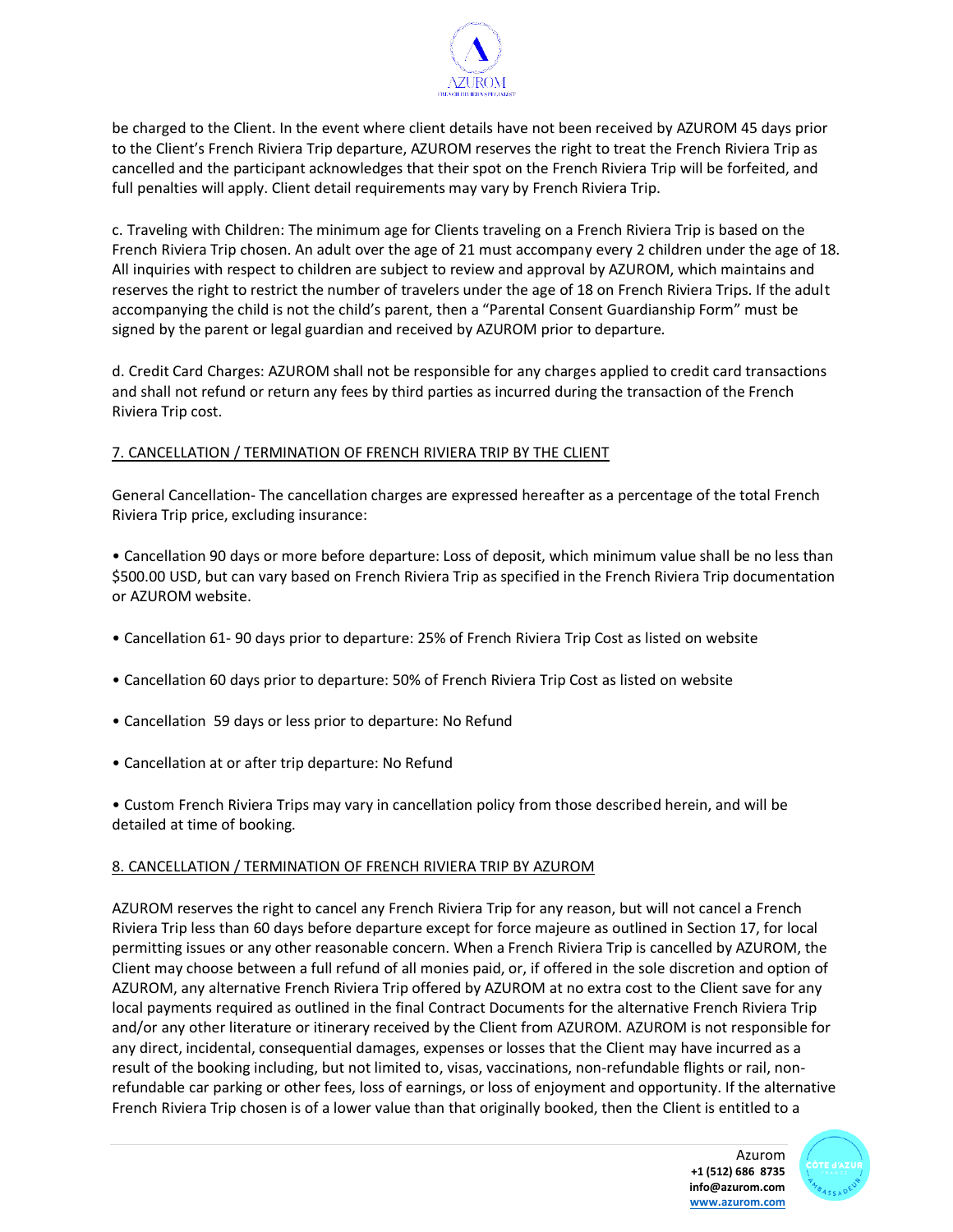be charged to the Client. In the event where client details have not been received by AZUROM 45 days prior to the Client's French Riviera Trip departure, AZUROM reserves the right to treat the French Riviera Trip as cancelled and the participant acknowledges that their spot on the French Riviera Trip will be forfeited, and full penalties will apply. Client detail requirements may vary by French Riviera Trip.

c. Traveling with Children: The minimum age for Clients traveling on a French Riviera Trip is based on the French Riviera Trip chosen. An adult over the age of 21 must accompany every 2 children under the age of 18. All inquiries with respect to children are subject to review and approval by AZUROM, which maintains and reserves the right to restrict the number of travelers under the age of 18 on French Riviera Trips. If the adult accompanying the child is not the child's parent, then a "Parental Consent Guardianship Form" must be signed by the parent or legal guardian and received by AZUROM prior to departure.

d. Credit Card Charges: AZUROM shall not be responsible for any charges applied to credit card transactions and shall not refund or return any fees by third parties as incurred during the transaction of the French Riviera Trip cost.

## 7. CANCELLATION / TERMINATION OF FRENCH RIVIERA TRIP BY THE CLIENT

General Cancellation- The cancellation charges are expressed hereafter as a percentage of the total French Riviera Trip price, excluding insurance:

- Cancellation 90 days or more before departure: Loss of deposit, which minimum value shall be no less than $500.00 USD, but can vary based on French Riviera Trip as specified in the French Riviera Trip documentation or AZUROM website.
- Cancellation 61- 90 days prior to departure: 25% of French Riviera Trip Cost as listed on website
- Cancellation 60 days prior to departure: 50% of French Riviera Trip Cost as listed on website
- Cancellation 59 days or less prior to departure: No Refund
- Cancellation at or after trip departure: No Refund
- Custom French Riviera Trips may vary in cancellation policy from those described herein, and will be detailed at time of booking.

## 8. CANCELLATION / TERMINATION OF FRENCH RIVIERA TRIP BY AZUROM

AZUROM reserves the right to cancel any French Riviera Trip for any reason, but will not cancel a French Riviera Trip less than 60 days before departure except for force majeure as outlined in Section 17, for local permitting issues or any other reasonable concern. When a French Riviera Trip is cancelled by AZUROM, the Client may choose between a full refund of all monies paid, or, if offered in the sole discretion and option of AZUROM, any alternative French Riviera Trip offered by AZUROM at no extra cost to the Client save for any local payments required as outlined in the final Contract Documents for the alternative French Riviera Trip and/or any other literature or itinerary received by the Client from AZUROM. AZUROM is not responsible for any direct, incidental, consequential damages, expenses or losses that the Client may have incurred as a result of the booking including, but not limited to, visas, vaccinations, non-refundable flights or rail, non-refundable car parking or other fees, loss of earnings, or loss of enjoyment and opportunity. If the alternative French Riviera Trip chosen is of a lower value than that originally booked, then the Client is entitled to a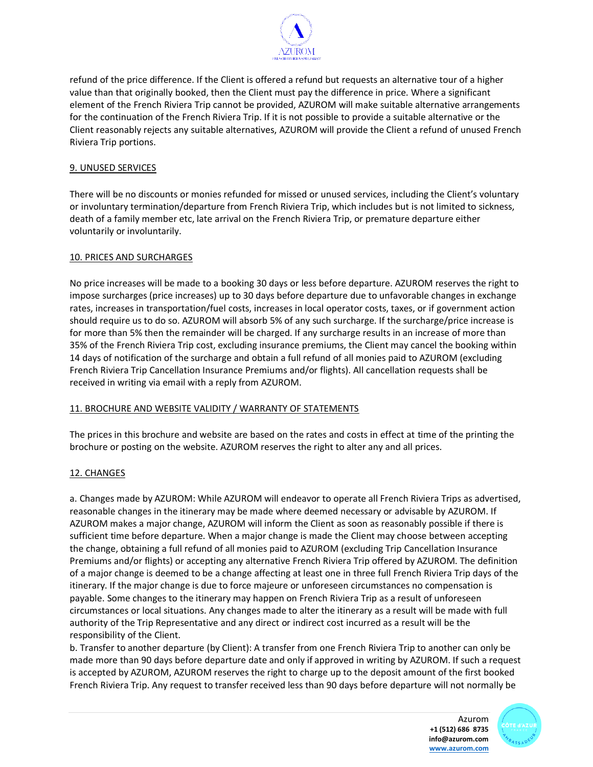refund of the price difference. If the Client is offered a refund but requests an alternative tour of a higher value than that originally booked, then the Client must pay the difference in price. Where a significant element of the French Riviera Trip cannot be provided, AZUROM will make suitable alternative arrangements for the continuation of the French Riviera Trip. If it is not possible to provide a suitable alternative or the Client reasonably rejects any suitable alternatives, AZUROM will provide the Client a refund of unused French Riviera Trip portions.

## 9. UNUSED SERVICES

There will be no discounts or monies refunded for missed or unused services, including the Client's voluntary or involuntary termination/departure from French Riviera Trip, which includes but is not limited to sickness, death of a family member etc, late arrival on the French Riviera Trip, or premature departure either voluntarily or involuntarily.

## 10. PRICES AND SURCHARGES

No price increases will be made to a booking 30 days or less before departure. AZUROM reserves the right to impose surcharges (price increases) up to 30 days before departure due to unfavorable changes in exchange rates, increases in transportation/fuel costs, increases in local operator costs, taxes, or if government action should require us to do so. AZUROM will absorb 5% of any such surcharge. If the surcharge/price increase is for more than 5% then the remainder will be charged. If any surcharge results in an increase of more than 35% of the French Riviera Trip cost, excluding insurance premiums, the Client may cancel the booking within 14 days of notification of the surcharge and obtain a full refund of all monies paid to AZUROM (excluding French Riviera Trip Cancellation Insurance Premiums and/or flights). All cancellation requests shall be received in writing via email with a reply from AZUROM.

## 11. BROCHURE AND WEBSITE VALIDITY / WARRANTY OF STATEMENTS

The prices in this brochure and website are based on the rates and costs in effect at time of the printing the brochure or posting on the website. AZUROM reserves the right to alter any and all prices.

## 12. CHANGES

a. Changes made by AZUROM: While AZUROM will endeavor to operate all French Riviera Trips as advertised, reasonable changes in the itinerary may be made where deemed necessary or advisable by AZUROM. If AZUROM makes a major change, AZUROM will inform the Client as soon as reasonably possible if there is sufficient time before departure. When a major change is made the Client may choose between accepting the change, obtaining a full refund of all monies paid to AZUROM (excluding Trip Cancellation Insurance Premiums and/or flights) or accepting any alternative French Riviera Trip offered by AZUROM. The definition of a major change is deemed to be a change affecting at least one in three full French Riviera Trip days of the itinerary. If the major change is due to force majeure or unforeseen circumstances no compensation is payable. Some changes to the itinerary may happen on French Riviera Trip as a result of unforeseen circumstances or local situations. Any changes made to alter the itinerary as a result will be made with full authority of the Trip Representative and any direct or indirect cost incurred as a result will be the responsibility of the Client.

b. Transfer to another departure (by Client): A transfer from one French Riviera Trip to another can only be made more than 90 days before departure date and only if approved in writing by AZUROM. If such a request is accepted by AZUROM, AZUROM reserves the right to charge up to the deposit amount of the first booked French Riviera Trip. Any request to transfer received less than 90 days before departure will not normally be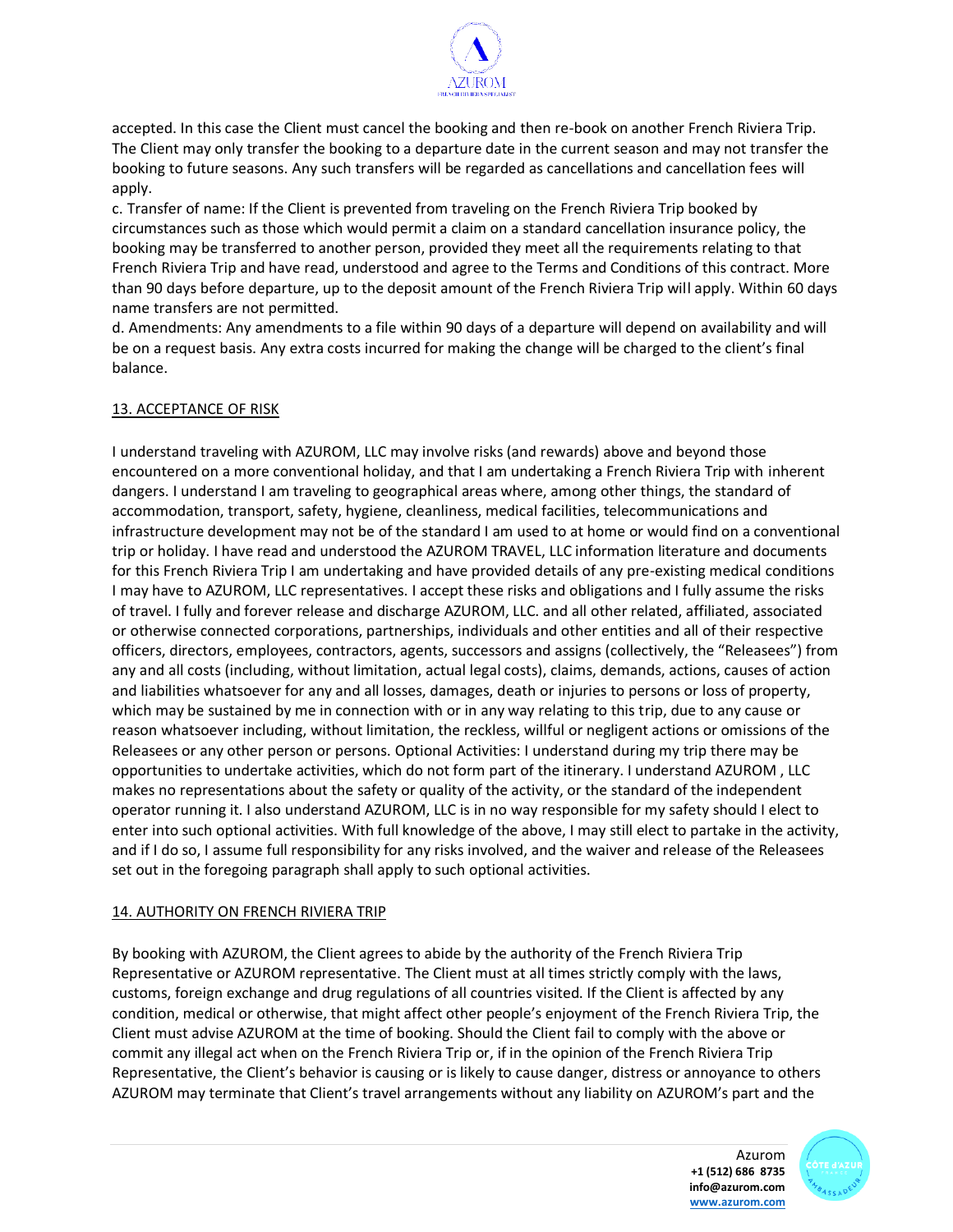accepted. In this case the Client must cancel the booking and then re-book on another French Riviera Trip. The Client may only transfer the booking to a departure date in the current season and may not transfer the booking to future seasons. Any such transfers will be regarded as cancellations and cancellation fees will apply.

c. Transfer of name: If the Client is prevented from traveling on the French Riviera Trip booked by circumstances such as those which would permit a claim on a standard cancellation insurance policy, the booking may be transferred to another person, provided they meet all the requirements relating to that French Riviera Trip and have read, understood and agree to the Terms and Conditions of this contract. More than 90 days before departure, up to the deposit amount of the French Riviera Trip will apply. Within 60 days name transfers are not permitted.

d. Amendments: Any amendments to a file within 90 days of a departure will depend on availability and will be on a request basis. Any extra costs incurred for making the change will be charged to the client's final balance.

## 13. ACCEPTANCE OF RISK

I understand traveling with AZUROM, LLC may involve risks (and rewards) above and beyond those encountered on a more conventional holiday, and that I am undertaking a French Riviera Trip with inherent dangers. I understand I am traveling to geographical areas where, among other things, the standard of accommodation, transport, safety, hygiene, cleanliness, medical facilities, telecommunications and infrastructure development may not be of the standard I am used to at home or would find on a conventional trip or holiday. I have read and understood the AZUROM TRAVEL, LLC information literature and documents for this French Riviera Trip I am undertaking and have provided details of any pre-existing medical conditions I may have to AZUROM, LLC representatives. I accept these risks and obligations and I fully assume the risks of travel. I fully and forever release and discharge AZUROM, LLC. and all other related, affiliated, associated or otherwise connected corporations, partnerships, individuals and other entities and all of their respective officers, directors, employees, contractors, agents, successors and assigns (collectively, the "Releasees") from any and all costs (including, without limitation, actual legal costs), claims, demands, actions, causes of action and liabilities whatsoever for any and all losses, damages, death or injuries to persons or loss of property, which may be sustained by me in connection with or in any way relating to this trip, due to any cause or reason whatsoever including, without limitation, the reckless, willful or negligent actions or omissions of the Releasees or any other person or persons. Optional Activities: I understand during my trip there may be opportunities to undertake activities, which do not form part of the itinerary. I understand AZUROM , LLC makes no representations about the safety or quality of the activity, or the standard of the independent operator running it. I also understand AZUROM, LLC is in no way responsible for my safety should I elect to enter into such optional activities. With full knowledge of the above, I may still elect to partake in the activity, and if I do so, I assume full responsibility for any risks involved, and the waiver and release of the Releasees set out in the foregoing paragraph shall apply to such optional activities.

## 14. AUTHORITY ON FRENCH RIVIERA TRIP

By booking with AZUROM, the Client agrees to abide by the authority of the French Riviera Trip Representative or AZUROM representative. The Client must at all times strictly comply with the laws, customs, foreign exchange and drug regulations of all countries visited. If the Client is affected by any condition, medical or otherwise, that might affect other people's enjoyment of the French Riviera Trip, the Client must advise AZUROM at the time of booking. Should the Client fail to comply with the above or commit any illegal act when on the French Riviera Trip or, if in the opinion of the French Riviera Trip Representative, the Client's behavior is causing or is likely to cause danger, distress or annoyance to others AZUROM may terminate that Client's travel arrangements without any liability on AZUROM's part and the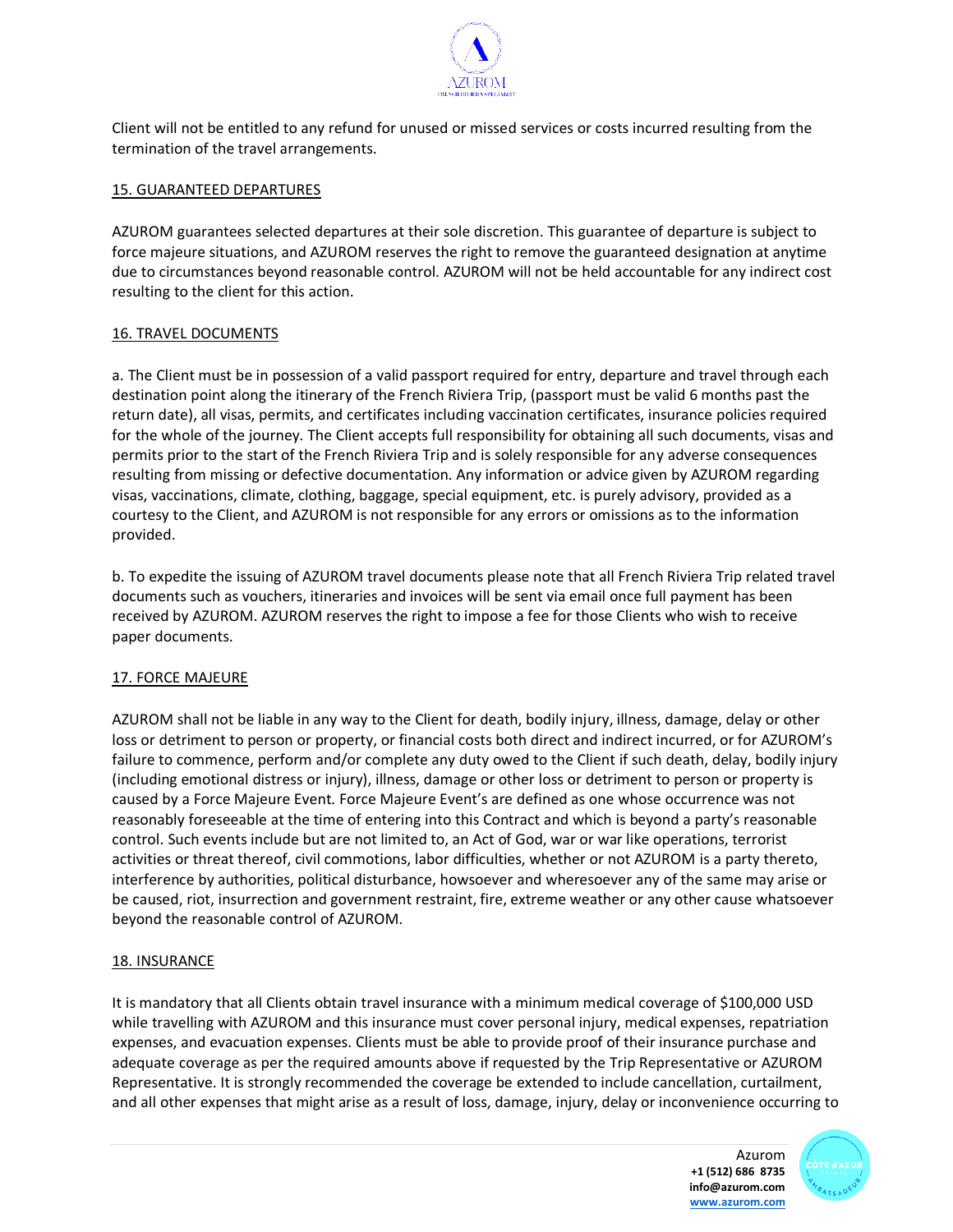Client will not be entitled to any refund for unused or missed services or costs incurred resulting from the termination of the travel arrangements.

## 15. GUARANTEED DEPARTURES

AZUROM guarantees selected departures at their sole discretion. This guarantee of departure is subject to force majeure situations, and AZUROM reserves the right to remove the guaranteed designation at anytime due to circumstances beyond reasonable control. AZUROM will not be held accountable for any indirect cost resulting to the client for this action.

## 16. TRAVEL DOCUMENTS

a. The Client must be in possession of a valid passport required for entry, departure and travel through each destination point along the itinerary of the French Riviera Trip, (passport must be valid 6 months past the return date), all visas, permits, and certificates including vaccination certificates, insurance policies required for the whole of the journey. The Client accepts full responsibility for obtaining all such documents, visas and permits prior to the start of the French Riviera Trip and is solely responsible for any adverse consequences resulting from missing or defective documentation. Any information or advice given by AZUROM regarding visas, vaccinations, climate, clothing, baggage, special equipment, etc. is purely advisory, provided as a courtesy to the Client, and AZUROM is not responsible for any errors or omissions as to the information provided.

b. To expedite the issuing of AZUROM travel documents please note that all French Riviera Trip related travel documents such as vouchers, itineraries and invoices will be sent via email once full payment has been received by AZUROM. AZUROM reserves the right to impose a fee for those Clients who wish to receive paper documents.

## 17. FORCE MAJEURE

AZUROM shall not be liable in any way to the Client for death, bodily injury, illness, damage, delay or other loss or detriment to person or property, or financial costs both direct and indirect incurred, or for AZUROM's failure to commence, perform and/or complete any duty owed to the Client if such death, delay, bodily injury (including emotional distress or injury), illness, damage or other loss or detriment to person or property is caused by a Force Majeure Event. Force Majeure Event's are defined as one whose occurrence was not reasonably foreseeable at the time of entering into this Contract and which is beyond a party's reasonable control. Such events include but are not limited to, an Act of God, war or war like operations, terrorist activities or threat thereof, civil commotions, labor difficulties, whether or not AZUROM is a party thereto, interference by authorities, political disturbance, howsoever and wheresoever any of the same may arise or be caused, riot, insurrection and government restraint, fire, extreme weather or any other cause whatsoever beyond the reasonable control of AZUROM.

## 18. INSURANCE

It is mandatory that all Clients obtain travel insurance with a minimum medical coverage of $100,000 USD while travelling with AZUROM and this insurance must cover personal injury, medical expenses, repatriation expenses, and evacuation expenses. Clients must be able to provide proof of their insurance purchase and adequate coverage as per the required amounts above if requested by the Trip Representative or AZUROM Representative. It is strongly recommended the coverage be extended to include cancellation, curtailment, and all other expenses that might arise as a result of loss, damage, injury, delay or inconvenience occurring to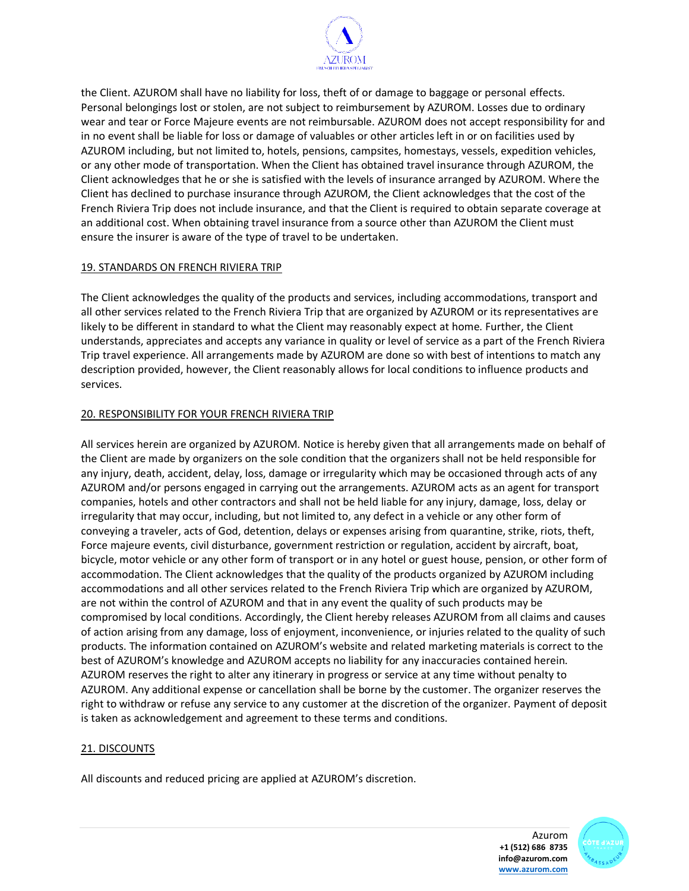the Client. AZUROM shall have no liability for loss, theft of or damage to baggage or personal effects. Personal belongings lost or stolen, are not subject to reimbursement by AZUROM. Losses due to ordinary wear and tear or Force Majeure events are not reimbursable. AZUROM does not accept responsibility for and in no event shall be liable for loss or damage of valuables or other articles left in or on facilities used by AZUROM including, but not limited to, hotels, pensions, campsites, homestays, vessels, expedition vehicles, or any other mode of transportation. When the Client has obtained travel insurance through AZUROM, the Client acknowledges that he or she is satisfied with the levels of insurance arranged by AZUROM. Where the Client has declined to purchase insurance through AZUROM, the Client acknowledges that the cost of the French Riviera Trip does not include insurance, and that the Client is required to obtain separate coverage at an additional cost. When obtaining travel insurance from a source other than AZUROM the Client must ensure the insurer is aware of the type of travel to be undertaken.

## 19. STANDARDS ON FRENCH RIVIERA TRIP

The Client acknowledges the quality of the products and services, including accommodations, transport and all other services related to the French Riviera Trip that are organized by AZUROM or its representatives are likely to be different in standard to what the Client may reasonably expect at home. Further, the Client understands, appreciates and accepts any variance in quality or level of service as a part of the French Riviera Trip travel experience. All arrangements made by AZUROM are done so with best of intentions to match any description provided, however, the Client reasonably allows for local conditions to influence products and services.

## 20. RESPONSIBILITY FOR YOUR FRENCH RIVIERA TRIP

All services herein are organized by AZUROM. Notice is hereby given that all arrangements made on behalf of the Client are made by organizers on the sole condition that the organizers shall not be held responsible for any injury, death, accident, delay, loss, damage or irregularity which may be occasioned through acts of any AZUROM and/or persons engaged in carrying out the arrangements. AZUROM acts as an agent for transport companies, hotels and other contractors and shall not be held liable for any injury, damage, loss, delay or irregularity that may occur, including, but not limited to, any defect in a vehicle or any other form of conveying a traveler, acts of God, detention, delays or expenses arising from quarantine, strike, riots, theft, Force majeure events, civil disturbance, government restriction or regulation, accident by aircraft, boat, bicycle, motor vehicle or any other form of transport or in any hotel or guest house, pension, or other form of accommodation. The Client acknowledges that the quality of the products organized by AZUROM including accommodations and all other services related to the French Riviera Trip which are organized by AZUROM, are not within the control of AZUROM and that in any event the quality of such products may be compromised by local conditions. Accordingly, the Client hereby releases AZUROM from all claims and causes of action arising from any damage, loss of enjoyment, inconvenience, or injuries related to the quality of such products. The information contained on AZUROM's website and related marketing materials is correct to the best of AZUROM's knowledge and AZUROM accepts no liability for any inaccuracies contained herein. AZUROM reserves the right to alter any itinerary in progress or service at any time without penalty to AZUROM. Any additional expense or cancellation shall be borne by the customer. The organizer reserves the right to withdraw or refuse any service to any customer at the discretion of the organizer. Payment of deposit is taken as acknowledgement and agreement to these terms and conditions.

## 21. DISCOUNTS

All discounts and reduced pricing are applied at AZUROM's discretion.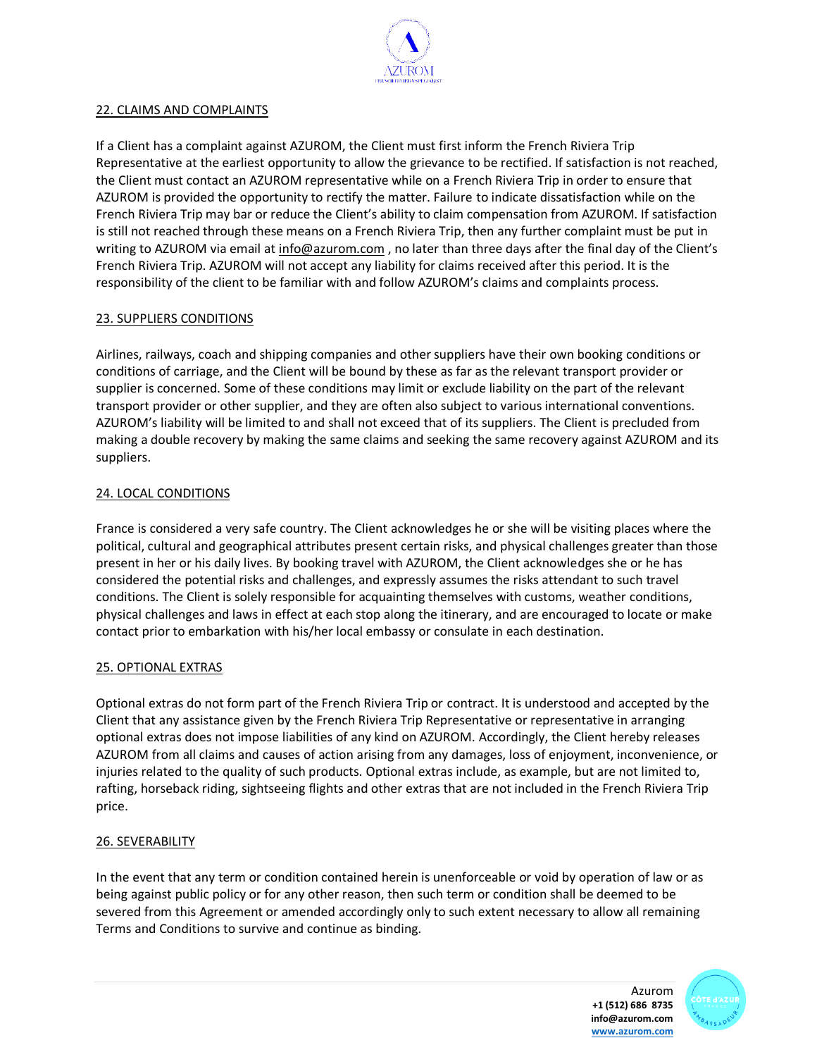## 22. CLAIMS AND COMPLAINTS

If a Client has a complaint against AZUROM, the Client must first inform the French Riviera Trip Representative at the earliest opportunity to allow the grievance to be rectified. If satisfaction is not reached, the Client must contact an AZUROM representative while on a French Riviera Trip in order to ensure that AZUROM is provided the opportunity to rectify the matter. Failure to indicate dissatisfaction while on the French Riviera Trip may bar or reduce the Client's ability to claim compensation from AZUROM. If satisfaction is still not reached through these means on a French Riviera Trip, then any further complaint must be put in writing to AZUROM via email at info@azurom.com , no later than three days after the final day of the Client's French Riviera Trip. AZUROM will not accept any liability for claims received after this period. It is the responsibility of the client to be familiar with and follow AZUROM's claims and complaints process.

## 23. SUPPLIERS CONDITIONS

Airlines, railways, coach and shipping companies and other suppliers have their own booking conditions or conditions of carriage, and the Client will be bound by these as far as the relevant transport provider or supplier is concerned. Some of these conditions may limit or exclude liability on the part of the relevant transport provider or other supplier, and they are often also subject to various international conventions. AZUROM's liability will be limited to and shall not exceed that of its suppliers. The Client is precluded from making a double recovery by making the same claims and seeking the same recovery against AZUROM and its suppliers.

## 24. LOCAL CONDITIONS

France is considered a very safe country. The Client acknowledges he or she will be visiting places where the political, cultural and geographical attributes present certain risks, and physical challenges greater than those present in her or his daily lives. By booking travel with AZUROM, the Client acknowledges she or he has considered the potential risks and challenges, and expressly assumes the risks attendant to such travel conditions. The Client is solely responsible for acquainting themselves with customs, weather conditions, physical challenges and laws in effect at each stop along the itinerary, and are encouraged to locate or make contact prior to embarkation with his/her local embassy or consulate in each destination.

## 25. OPTIONAL EXTRAS

Optional extras do not form part of the French Riviera Trip or contract. It is understood and accepted by the Client that any assistance given by the French Riviera Trip Representative or representative in arranging optional extras does not impose liabilities of any kind on AZUROM. Accordingly, the Client hereby releases AZUROM from all claims and causes of action arising from any damages, loss of enjoyment, inconvenience, or injuries related to the quality of such products. Optional extras include, as example, but are not limited to, rafting, horseback riding, sightseeing flights and other extras that are not included in the French Riviera Trip price.

## 26. SEVERABILITY

In the event that any term or condition contained herein is unenforceable or void by operation of law or as being against public policy or for any other reason, then such term or condition shall be deemed to be severed from this Agreement or amended accordingly only to such extent necessary to allow all remaining Terms and Conditions to survive and continue as binding.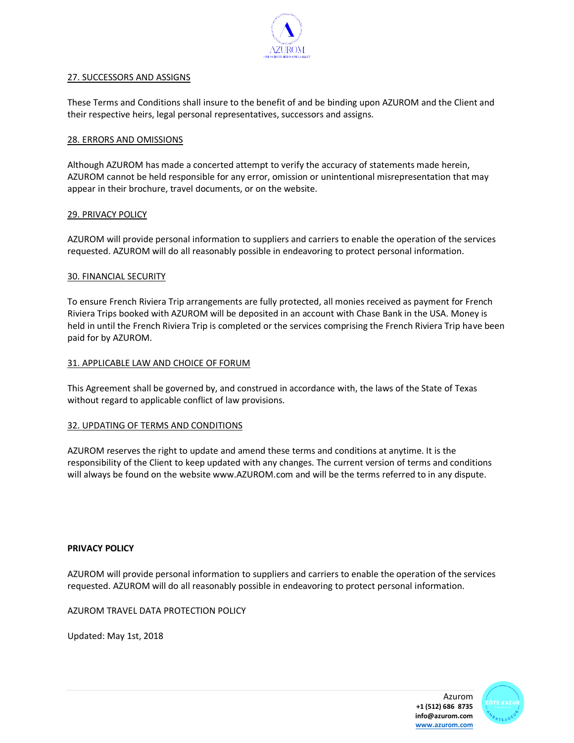## 27. SUCCESSORS AND ASSIGNS

These Terms and Conditions shall insure to the benefit of and be binding upon AZUROM and the Client and their respective heirs, legal personal representatives, successors and assigns.

## 28. ERRORS AND OMISSIONS

Although AZUROM has made a concerted attempt to verify the accuracy of statements made herein, AZUROM cannot be held responsible for any error, omission or unintentional misrepresentation that may appear in their brochure, travel documents, or on the website.

## 29. PRIVACY POLICY

AZUROM will provide personal information to suppliers and carriers to enable the operation of the services requested. AZUROM will do all reasonably possible in endeavoring to protect personal information.

## 30. FINANCIAL SECURITY

To ensure French Riviera Trip arrangements are fully protected, all monies received as payment for French Riviera Trips booked with AZUROM will be deposited in an account with Chase Bank in the USA. Money is held in until the French Riviera Trip is completed or the services comprising the French Riviera Trip have been paid for by AZUROM.

## 31. APPLICABLE LAW AND CHOICE OF FORUM

This Agreement shall be governed by, and construed in accordance with, the laws of the State of Texas without regard to applicable conflict of law provisions.

## 32. UPDATING OF TERMS AND CONDITIONS

AZUROM reserves the right to update and amend these terms and conditions at anytime. It is the responsibility of the Client to keep updated with any changes. The current version of terms and conditions will always be found on the website www.AZUROM.com and will be the terms referred to in any dispute.

**PRIVACY POLICY**

AZUROM will provide personal information to suppliers and carriers to enable the operation of the services requested. AZUROM will do all reasonably possible in endeavoring to protect personal information.

AZUROM TRAVEL DATA PROTECTION POLICY

Updated: May 1st, 2018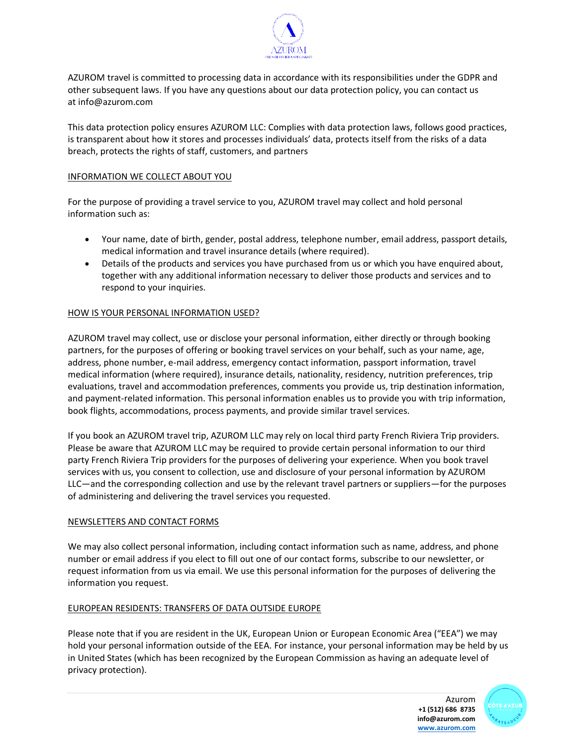AZUROM travel is committed to processing data in accordance with its responsibilities under the GDPR and other subsequent laws. If you have any questions about our data protection policy, you can contact us at info@azurom.com

This data protection policy ensures AZUROM LLC: Complies with data protection laws, follows good practices, is transparent about how it stores and processes individuals' data, protects itself from the risks of a data breach, protects the rights of staff, customers, and partners

## INFORMATION WE COLLECT ABOUT YOU

For the purpose of providing a travel service to you, AZUROM travel may collect and hold personal information such as:

- Your name, date of birth, gender, postal address, telephone number, email address, passport details, medical information and travel insurance details (where required).
- Details of the products and services you have purchased from us or which you have enquired about, together with any additional information necessary to deliver those products and services and to respond to your inquiries.

## HOW IS YOUR PERSONAL INFORMATION USED?

AZUROM travel may collect, use or disclose your personal information, either directly or through booking partners, for the purposes of offering or booking travel services on your behalf, such as your name, age, address, phone number, e-mail address, emergency contact information, passport information, travel medical information (where required), insurance details, nationality, residency, nutrition preferences, trip evaluations, travel and accommodation preferences, comments you provide us, trip destination information, and payment-related information. This personal information enables us to provide you with trip information, book flights, accommodations, process payments, and provide similar travel services.

If you book an AZUROM travel trip, AZUROM LLC may rely on local third party French Riviera Trip providers. Please be aware that AZUROM LLC may be required to provide certain personal information to our third party French Riviera Trip providers for the purposes of delivering your experience. When you book travel services with us, you consent to collection, use and disclosure of your personal information by AZUROM LLC—and the corresponding collection and use by the relevant travel partners or suppliers—for the purposes of administering and delivering the travel services you requested.

## NEWSLETTERS AND CONTACT FORMS

We may also collect personal information, including contact information such as name, address, and phone number or email address if you elect to fill out one of our contact forms, subscribe to our newsletter, or request information from us via email. We use this personal information for the purposes of delivering the information you request.

## EUROPEAN RESIDENTS: TRANSFERS OF DATA OUTSIDE EUROPE

Please note that if you are resident in the UK, European Union or European Economic Area ("EEA") we may hold your personal information outside of the EEA. For instance, your personal information may be held by us in United States (which has been recognized by the European Commission as having an adequate level of privacy protection).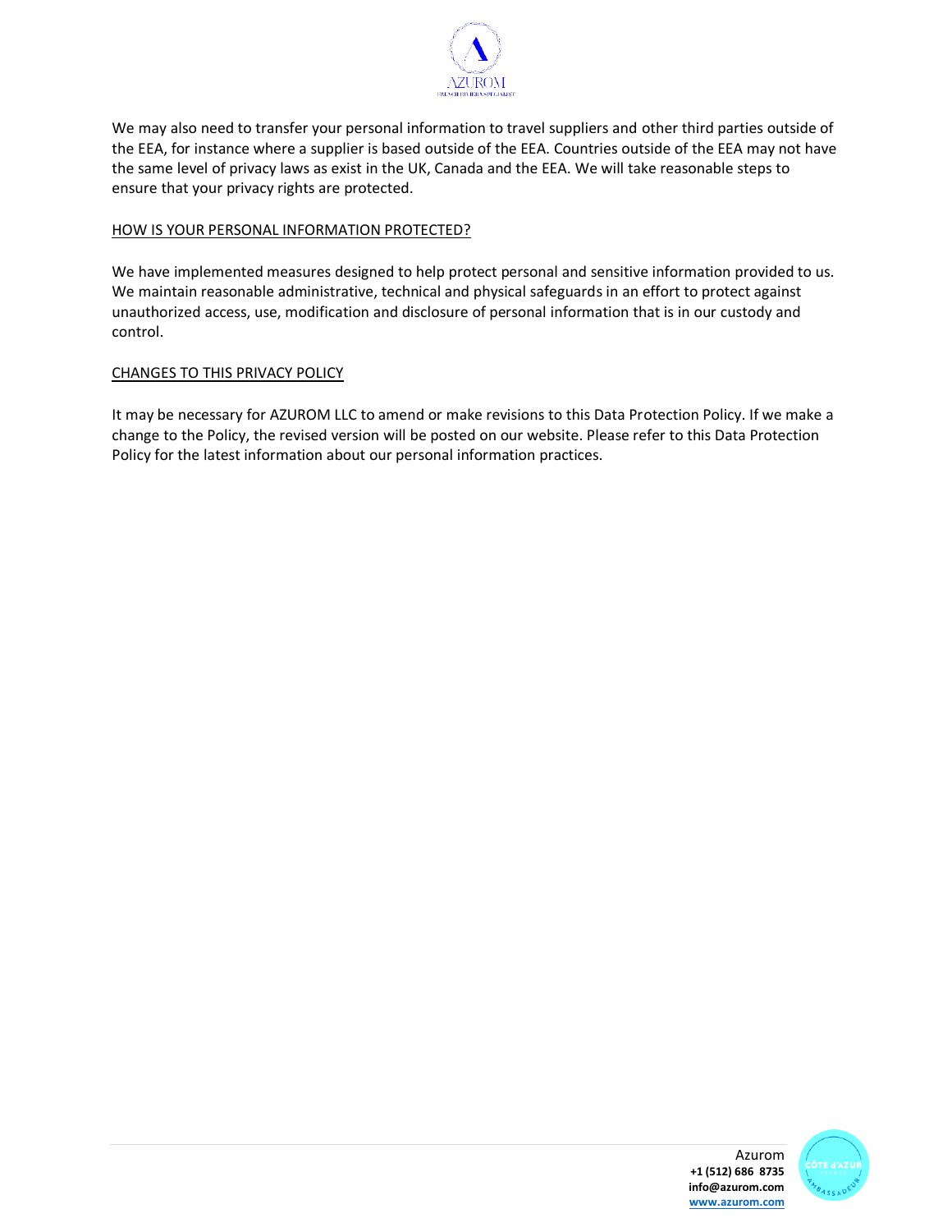We may also need to transfer your personal information to travel suppliers and other third parties outside of the EEA, for instance where a supplier is based outside of the EEA. Countries outside of the EEA may not have the same level of privacy laws as exist in the UK, Canada and the EEA. We will take reasonable steps to ensure that your privacy rights are protected.

## HOW IS YOUR PERSONAL INFORMATION PROTECTED?

We have implemented measures designed to help protect personal and sensitive information provided to us. We maintain reasonable administrative, technical and physical safeguards in an effort to protect against unauthorized access, use, modification and disclosure of personal information that is in our custody and control.

## CHANGES TO THIS PRIVACY POLICY

It may be necessary for AZUROM LLC to amend or make revisions to this Data Protection Policy. If we make a change to the Policy, the revised version will be posted on our website. Please refer to this Data Protection Policy for the latest information about our personal information practices.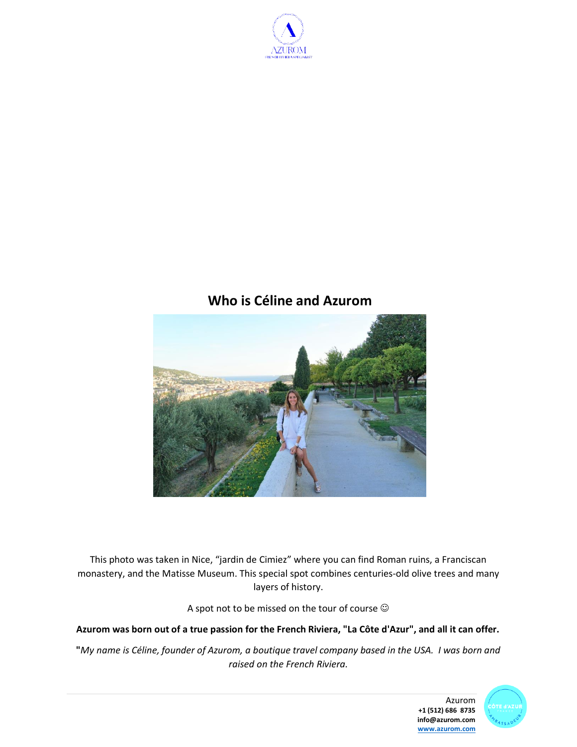## Who is Céline and Azurom

This photo was taken in Nice, “jardin de Cimiez” where you can find Roman ruins, a Franciscan monastery, and the Matisse Museum. This special spot combines centuries-old olive trees and many layers of history.

A spot not to be missed on the tour of course ☺

**Azurom was born out of a true passion for the French Riviera, "La Côte d'Azur", and all it can offer.**

**"***My name is Céline, founder of Azurom, a boutique travel company based in the USA. I was born and raised on the French Riviera.*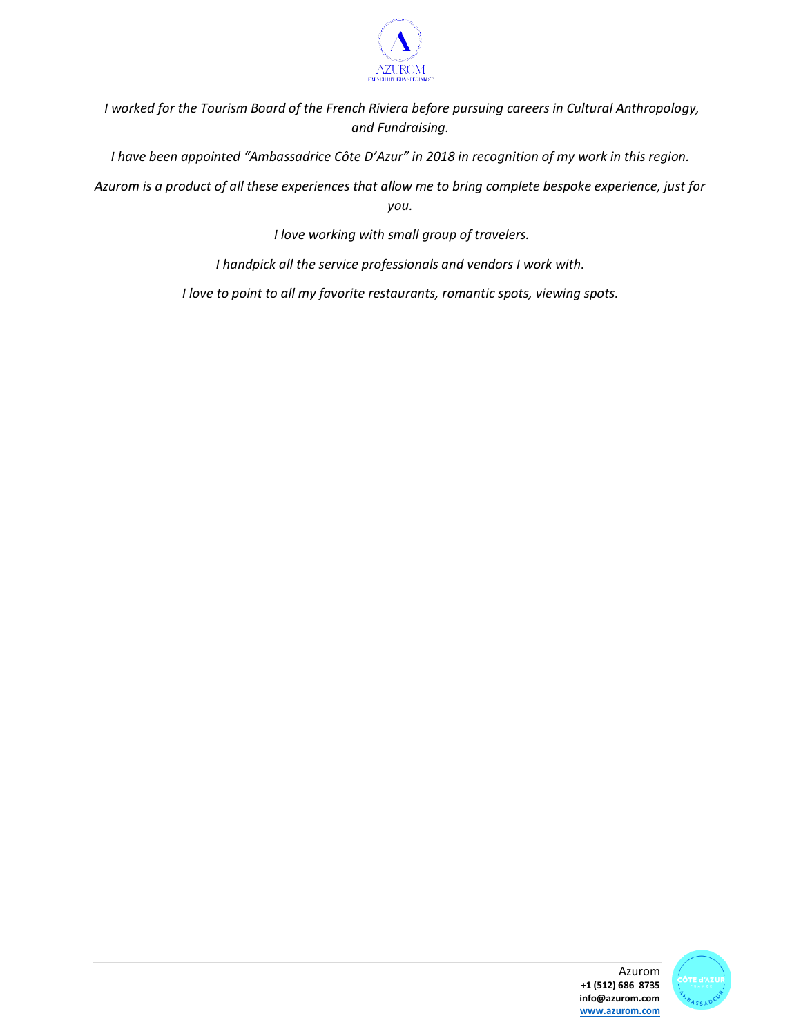*I worked for the Tourism Board of the French Riviera before pursuing careers in Cultural Anthropology, and Fundraising.*

*I have been appointed "Ambassadrice Côte D'Azur" in 2018 in recognition of my work in this region.*

*Azurom is a product of all these experiences that allow me to bring complete bespoke experience, just for you.*

*I love working with small group of travelers.*

*I handpick all the service professionals and vendors I work with.*

*I love to point to all my favorite restaurants, romantic spots, viewing spots.*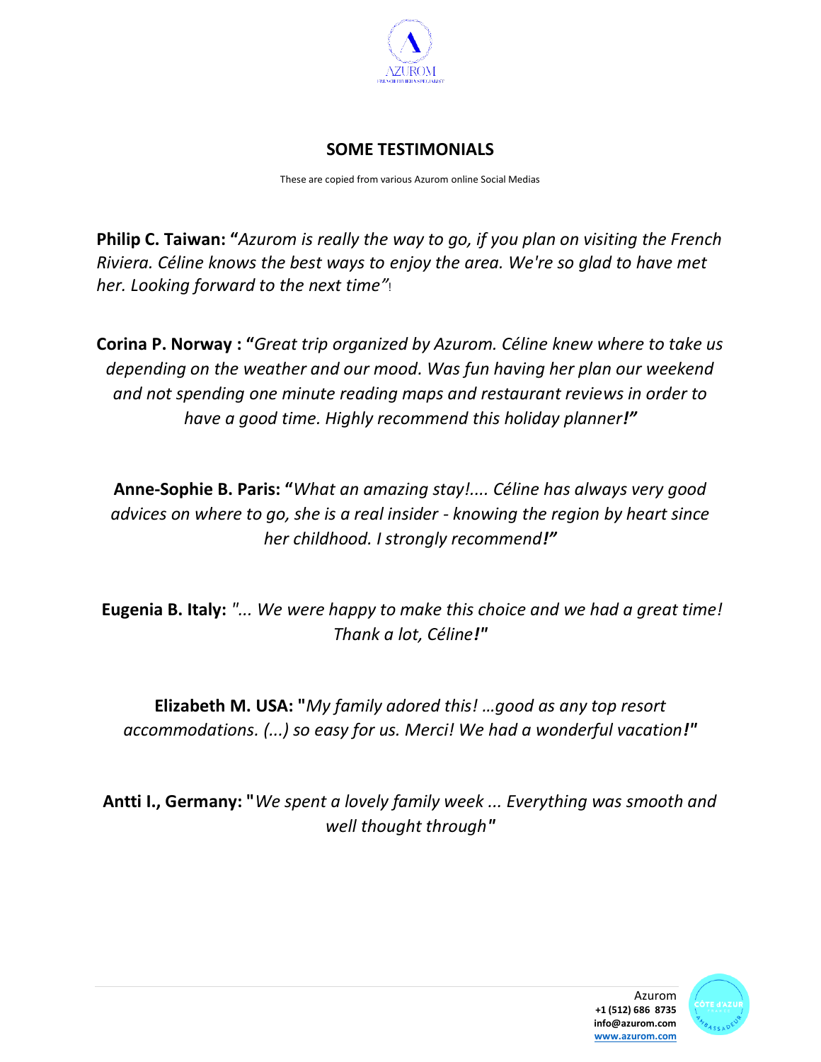## SOME TESTIMONIALS

These are copied from various Azurom online Social Medias

**Philip C. Taiwan: "***Azurom is really the way to go, if you plan on visiting the French Riviera. Céline knows the best ways to enjoy the area. We're so glad to have met her. Looking forward to the next time"*!

**Corina P. Norway : "***Great trip organized by Azurom. Céline knew where to take us depending on the weather and our mood. Was fun having her plan our weekend and not spending one minute reading maps and restaurant reviews in order to have a good time. Highly recommend this holiday planner***!"**

**Anne-Sophie B. Paris: "***What an amazing stay!.... Céline has always very good advices on where to go, she is a real insider - knowing the region by heart since her childhood. I strongly recommend***!"**

**Eugenia B. Italy:** *"... We were happy to make this choice and we had a great time! Thank a lot, Céline***!"**

**Elizabeth M. USA: "***My family adored this! …good as any top resort accommodations. (...) so easy for us. Merci! We had a wonderful vacation***!"**

**Antti I., Germany: "***We spent a lovely family week ... Everything was smooth and well thought through***"**

Azurom
**+1 (512) 686 8735**
**info@azurom.com**
**www.azurom.com**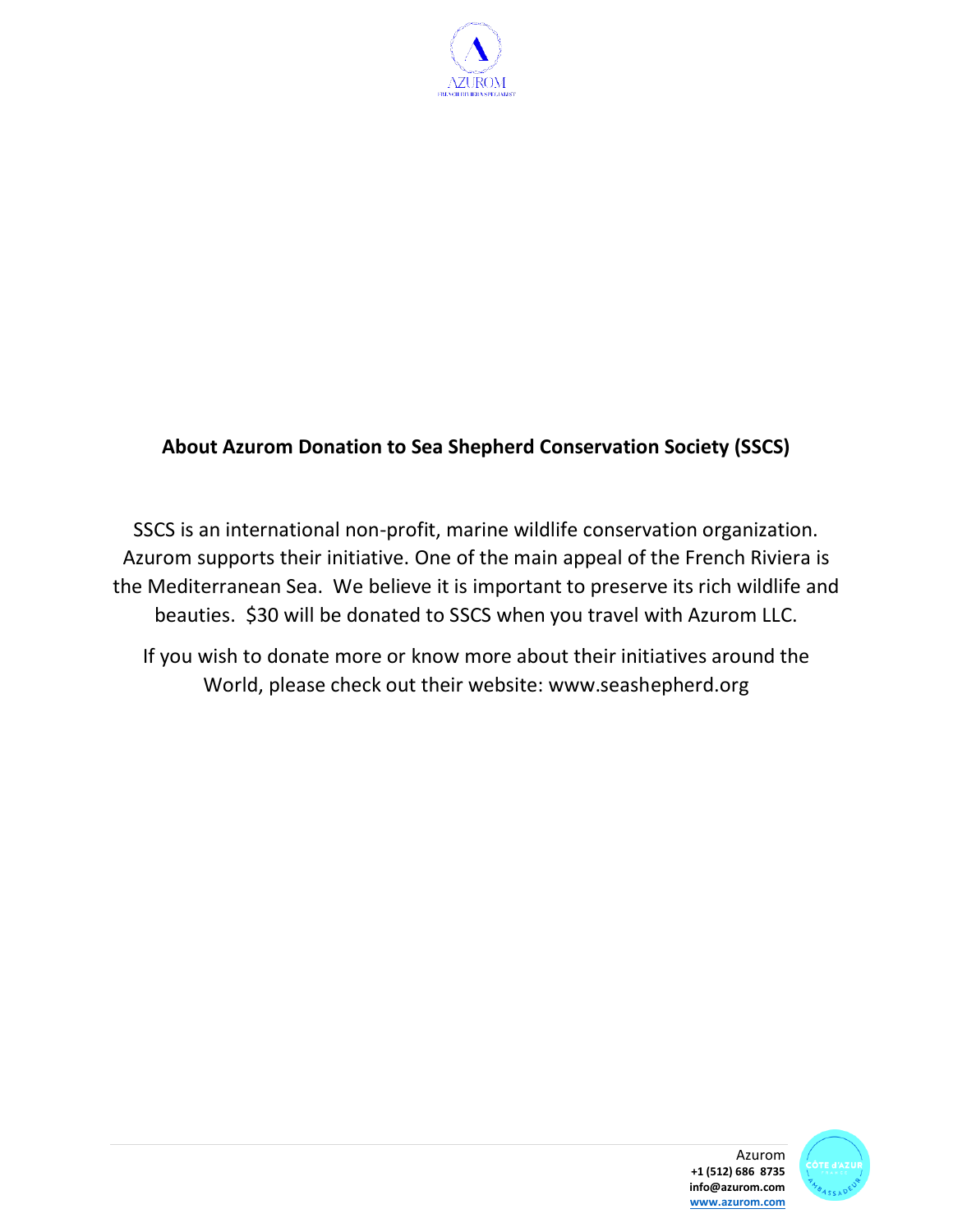## About Azurom Donation to Sea Shepherd Conservation Society (SSCS)

SSCS is an international non-profit, marine wildlife conservation organization. Azurom supports their initiative. One of the main appeal of the French Riviera is the Mediterranean Sea. We believe it is important to preserve its rich wildlife and beauties. $30 will be donated to SSCS when you travel with Azurom LLC.

If you wish to donate more or know more about their initiatives around the World, please check out their website: www.seashepherd.org